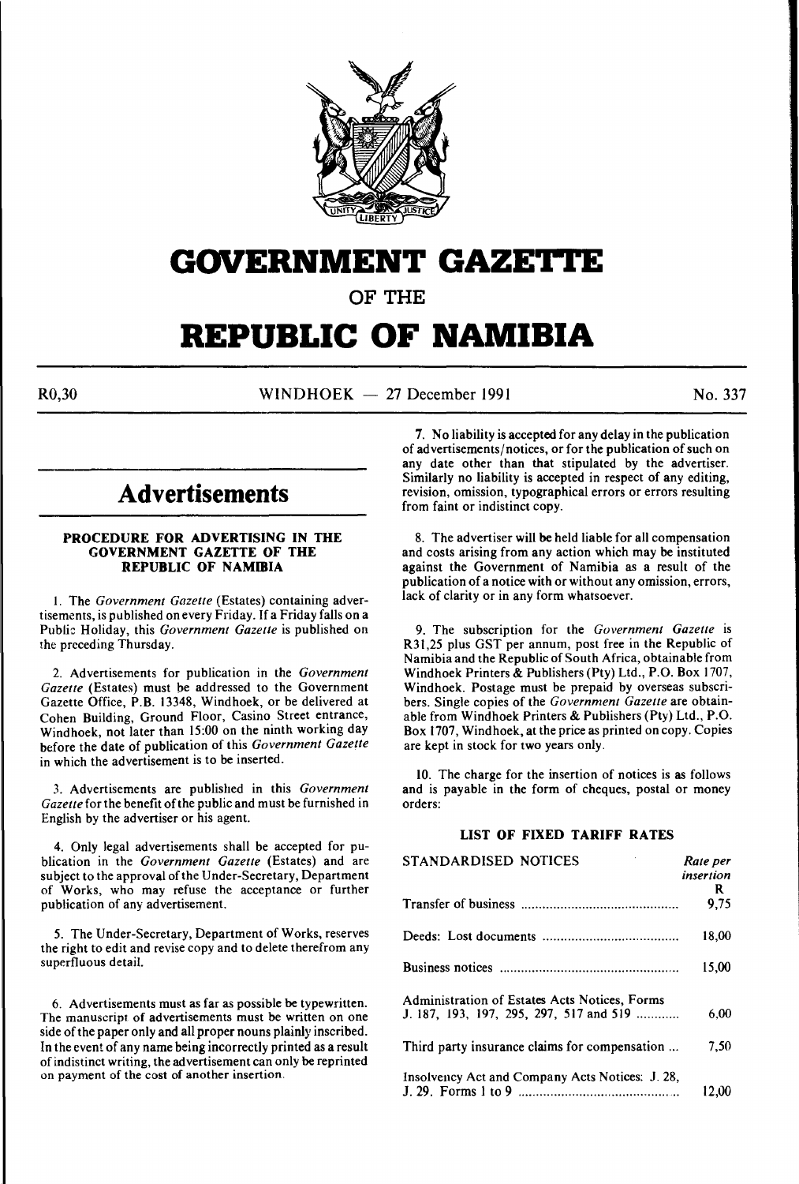# GOVERNMENT GAZETTE

OF THE

# REPUBLIC OF NAMIBIA

R0,30 WINDHOEK — 27 December 1991 No. 337

## Advertisements

### PROCEDURE FOR ADVERTISING IN THE GOVERNMENT GAZETTE OF THE REPUBLIC OF NAMIBIA

1. The *Government Gazette* (Estates) containing advertisements, is published on every Friday. If a Friday falls on a Public Holiday, this *Government Gazette* is published on the preceding Thursday.

2. Advertisements for publication in the *Government Gazette* (Estates) must be addressed to the Government Gazette Office, P.B. 13348, Windhoek, or be delivered at Cohen Building, Ground Floor, Casino Street entrance, Windhoek, not later than 15:00 on the ninth working day before the date of publication of this *Government Gazette* in which the advertisement is to be inserted.

3. Advertisements are published in this *Government Gazette* for the benefit of the public and must be furnished in English by the advertiser or his agent.

4. Only legal advertisements shall be accepted for publication in the *Government Gazette* (Estates) and are subject to the approval of the Under-Secretary, Department of Works, who may refuse the acceptance or further publication of any advertisement.

5. The Under-Secretary, Department of Works, reserves the right to edit and revise copy and to delete therefrom any superfluous detail.

6. Advertisements must as far as possible be typewritten. The manuscript of advertisements must be written on one side of the paper only and all proper nouns plainly inscribed. In the event of any name being incorrectly printed as a result of indistinct writing, the advertisement can only be reprinted on payment of the cost of another insertion.

7. No liability is accepted for any delay in the publication of advertisements/notices, or for the publication of such on any date other than that stipulated by the advertiser. Similarly no liability is accepted in respect of any editing, revision, omission, typographical errors or errors resulting from faint or indistinct copy.

8. The advertiser will be held liable for all compensation and costs arising from any action which may be instituted against the Government of Namibia as a result of the publication of a notice with or without any omission, errors, lack of clarity or in any form whatsoever.

9. The subscription for the *Government Gazette* is R31,25 plus GST per annum, post free in the Republic of Namibia and the Republic of South Africa, obtainable from Windhoek Printers & Publishers (Pty) Ltd., P.O. Box 1707, Windhoek. Postage must be prepaid by overseas subscribers. Single copies of the *Government Gazette* are obtainable from Windhoek Printers & Publishers (Pty) Ltd., P.O. Box 1707, Windhoek, at the price as printed on copy. Copies are kept in stock for two years only.

10. The charge for the insertion of notices is as follows and is payable in the form of cheques, postal or money orders:

### LIST OF FIXED TARIFF RATES

| STANDARDISED NOTICES | *Rate per insertion* R |
|---|---|
| Transfer of business | 9,75 |
| Deeds: Lost documents | 18,00 |
| Business notices | 15,00 |
| Administration of Estates Acts Notices, Forms J. 187, 193, 197, 295, 297, 517 and 519 | 6,00 |
| Third party insurance claims for compensation | 7,50 |
| Insolvency Act and Company Acts Notices: J. 28, J. 29. Forms 1 to 9 | 12,00 |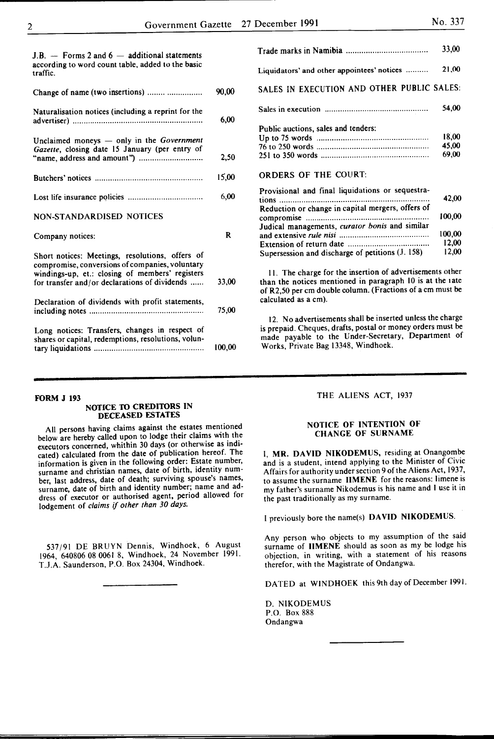J.B. — Forms 2 and 6 — additional statements according to word count table, added to the basic traffic.

| | |
|---|---|
| Change of name (two insertions) | 90,00 |
| Naturalisation notices (including a reprint for the advertiser) | 6,00 |
| Unclaimed moneys — only in the *Government Gazette*, closing date 15 January (per entry of "name, address and amount") | 2,50 |
| Butchers' notices | 15,00 |
| Lost life insurance policies | 6,00 |

NON-STANDARDISED NOTICES

| | |
|---|---|
| Company notices: | R |
| Short notices: Meetings, resolutions, offers of compromise, conversions of companies, voluntary windings-up, et.: closing of members' registers for transfer and/or declarations of dividends | 33,00 |
| Declaration of dividends with profit statements, including notes | 75,00 |
| Long notices: Transfers, changes in respect of shares or capital, redemptions, resolutions, voluntary liquidations | 100,00 |
| Trade marks in Namibia | 33,00 |
| Liquidators' and other appointees' notices | 21,00 |

SALES IN EXECUTION AND OTHER PUBLIC SALES:

| | |
|---|---|
| Sales in execution | 54,00 |
| Public auctions, sales and tenders: | |
| Up to 75 words | 18,00 |
| 76 to 250 words | 45,00 |
| 251 to 350 words | 69,00 |

ORDERS OF THE COURT:

| | |
|---|---|
| Provisional and final liquidations or sequestrations | 42,00 |
| Reduction or change in capital mergers, offers of compromise | 100,00 |
| Judical managements, *curator bonis* and similar and extensive *rule nisi* | 100,00 |
| Extension of return date | 12,00 |
| Supersession and discharge of petitions (J. 158) | 12,00 |

11. The charge for the insertion of advertisements other than the notices mentioned in paragraph 10 is at the rate of R2,50 per cm double column. (Fractions of a cm must be calculated as a cm).

12. No advertisements shall be inserted unless the charge is prepaid. Cheques, drafts, postal or money orders must be made payable to the Under-Secretary, Department of Works, Private Bag 13348, Windhoek.

---

**FORM J 193**

## NOTICE TO CREDITORS IN DECEASED ESTATES

All persons having claims against the estates mentioned below are hereby called upon to lodge their claims with the executors concerned, whithin 30 days (or otherwise as indicated) calculated from the date of publication hereof. The information is given in the following order: Estate number, surname and christian names, date of birth, identity number, last address, date of death; surviving spouse's names, surname, date of birth and identity number; name and address of executor or authorised agent, period allowed for lodgement of *claims if other than 30 days.*

537/91 DE BRUYN Dennis, Windhoek, 6 August 1964, 640806 08 0061 8, Windhoek, 24 November 1991. T.J.A. Saunderson, P.O. Box 24304, Windhoek.

---

THE ALIENS ACT, 1937

## NOTICE OF INTENTION OF CHANGE OF SURNAME

I, **MR. DAVID NIKODEMUS**, residing at Onangombe and is a student, intend applying to the Minister of Civic Affairs for authority under section 9 of the Aliens Act, 1937, to assume the surname **IIMENE** for the reasons: Iimene is my father's surname Nikodemus is his name and I use it in the past traditionally as my surname.

I previously bore the name(s) **DAVID NIKODEMUS**.

Any person who objects to my assumption of the said surname of **IIMENE** should as soon as my be lodge his objection, in writing, with a statement of his reasons therefor, with the Magistrate of Ondangwa.

DATED at WINDHOEK this 9th day of December 1991.

D. NIKODEMUS
P.O. Box 888
Ondangwa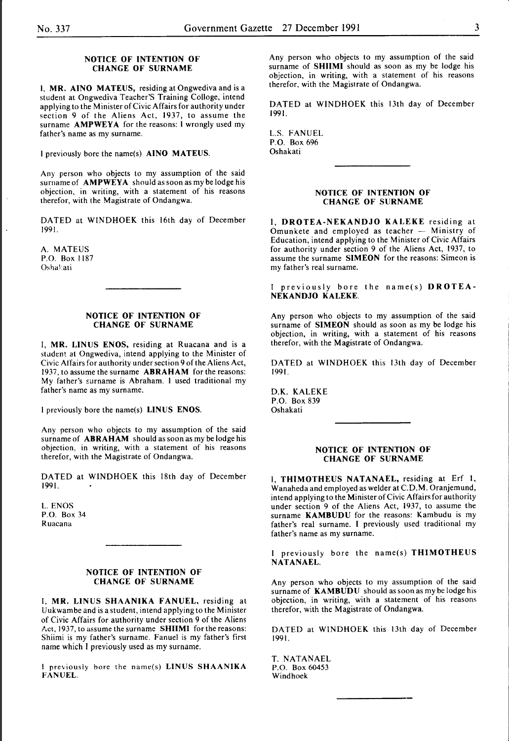## NOTICE OF INTENTION OF CHANGE OF SURNAME

I, **MR. AINO MATEUS,** residing at Ongwediva and is a student at Ongwediva Teacher'S Training Colloge, intend applying to the Minister of Civic Affairs for authority under section 9 of the Aliens Act, 1937, to assume the surname **AMPWEYA** for the reasons: I wrongly used my father's name as my surname.

I previously bore the name(s) **AINO MATEUS**.

Any person who objects to my assumption of the said surname of **AMPWEYA** should as soon as my be lodge his objection, in writing, with a statement of his reasons therefor, with the Magistrate of Ondangwa.

DATED at WINDHOEK this 16th day of December 1991.

A. MATEUS
P.O. Box 1187
Oshakati

## NOTICE OF INTENTION OF CHANGE OF SURNAME

I, **MR. LINUS ENOS,** residing at Ruacana and is a student at Ongwediva, intend applying to the Minister of Civic Affairs for authority under section 9 of the Aliens Act, 1937, to assume the surname **ABRAHAM** for the reasons: My father's surname is Abraham. I used traditional my father's name as my surname.

I previously bore the name(s) **LINUS ENOS**.

Any person who objects to my assumption of the said surname of **ABRAHAM** should as soon as my be lodge his objection, in writing, with a statement of his reasons therefor, with the Magistrate of Ondangwa.

DATED at WINDHOEK this 18th day of December 1991.

L. ENOS
P.O. Box 34
Ruacana

## NOTICE OF INTENTION OF CHANGE OF SURNAME

I, **MR. LINUS SHAANIKA FANUEL,** residing at Uukwambe and is a student, intend applying to the Minister of Civic Affairs for authority under section 9 of the Aliens Act, 1937, to assume the surname **SHIIMI** for the reasons: Shiimi is my father's surname. Fanuel is my father's first name which I previously used as my surname.

I previously bore the name(s) **LINUS SHAANIKA FANUEL**.

Any person who objects to my assumption of the said surname of **SHIIMI** should as soon as my be lodge his objection, in writing, with a statement of his reasons therefor, with the Magistrate of Ondangwa.

DATED at WINDHOEK this 13th day of December 1991.

L.S. FANUEL
P.O. Box 696
Oshakati

## NOTICE OF INTENTION OF CHANGE OF SURNAME

I, **DROTEA-NEKANDJO KALEKE** residing at Omunkete and employed as teacher — Ministry of Education, intend applying to the Minister of Civic Affairs for authority under section 9 of the Aliens Act, 1937, to assume the surname **SIMEON** for the reasons: Simeon is my father's real surname.

I previously bore the name(s) **DROTEA-NEKANDJO KALEKE**.

Any person who objects to my assumption of the said surname of **SIMEON** should as soon as my be lodge his objection, in writing, with a statement of his reasons therefor, with the Magistrate of Ondangwa.

DATED at WINDHOEK this 13th day of December 1991.

D.K. KALEKE
P.O. Box 839
Oshakati

## NOTICE OF INTENTION OF CHANGE OF SURNAME

I, **THIMOTHEUS NATANAEL,** residing at Erf 1, Wanaheda and employed as welder at C.D.M. Oranjemund, intend applying to the Minister of Civic Affairs for authority under section 9 of the Aliens Act, 1937, to assume the surname **KAMBUDU** for the reasons: Kambudu is my father's real surname. I previously used traditional my father's name as my surname.

I previously bore the name(s) **THIMOTHEUS NATANAEL**.

Any person who objects to my assumption of the said surname of **KAMBUDU** should as soon as my be lodge his objection, in writing, with a statement of his reasons therefor, with the Magistrate of Ondangwa.

DATED at WINDHOEK this 13th day of December 1991.

T. NATANAEL
P.O. Box 60453
Windhoek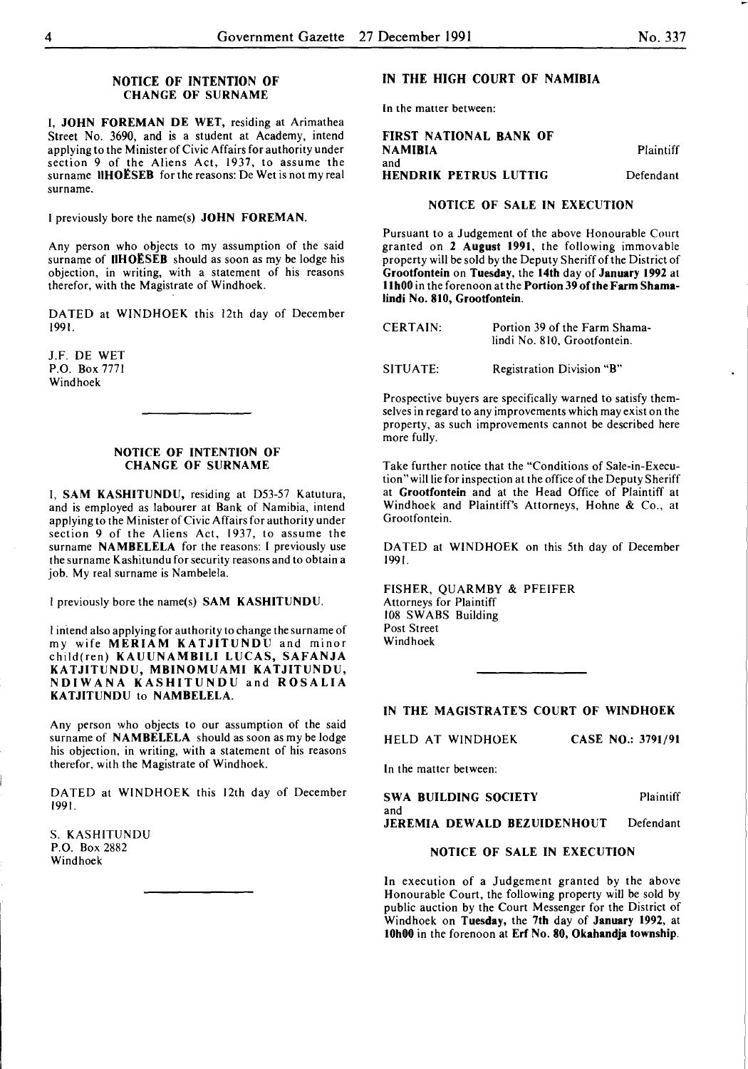## NOTICE OF INTENTION OF CHANGE OF SURNAME

I, **JOHN FOREMAN DE WET**, residing at Arimathea Street No. 3690, and is a student at Academy, intend applying to the Minister of Civic Affairs for authority under section 9 of the Aliens Act, 1937, to assume the surname **IIHOËSEB** for the reasons: De Wet is not my real surname.

I previously bore the name(s) **JOHN FOREMAN**.

Any person who objects to my assumption of the said surname of **IIHOËSEB** should as soon as my be lodge his objection, in writing, with a statement of his reasons therefor, with the Magistrate of Windhoek.

DATED at WINDHOEK this 12th day of December 1991.

J.F. DE WET
P.O. Box 7771
Windhoek

---

## NOTICE OF INTENTION OF CHANGE OF SURNAME

I, **SAM KASHITUNDU**, residing at D53-57 Katutura, and is employed as labourer at Bank of Namibia, intend applying to the Minister of Civic Affairs for authority under section 9 of the Aliens Act, 1937, to assume the surname **NAMBELELA** for the reasons: I previously use the surname Kashitundu for security reasons and to obtain a job. My real surname is Nambelela.

I previously bore the name(s) **SAM KASHITUNDU**.

I intend also applying for authority to change the surname of my wife **MERIAM KATJITUNDU** and minor child(ren) **KAUUNAMBILI LUCAS, SAFANJA KATJITUNDU, MBINOMUAMI KATJITUNDU, NDIWANA KASHITUNDU** and **ROSALIA KATJITUNDU** to **NAMBELELA**.

Any person who objects to our assumption of the said surname of **NAMBELELA** should as soon as my be lodge his objection, in writing, with a statement of his reasons therefor, with the Magistrate of Windhoek.

DATED at WINDHOEK this 12th day of December 1991.

S. KASHITUNDU
P.O. Box 2882
Windhoek

---

## IN THE HIGH COURT OF NAMIBIA

In the matter between:

**FIRST NATIONAL BANK OF NAMIBIA** — Plaintiff
and
**HENDRIK PETRUS LUTTIG** — Defendant

### NOTICE OF SALE IN EXECUTION

Pursuant to a Judgement of the above Honourable Court granted on **2 August 1991**, the following immovable property will be sold by the Deputy Sheriff of the District of **Grootfontein** on **Tuesday**, the **14th** day of **January 1992** at **11h00** in the forenoon at the **Portion 39 of the Farm Shamalindi No. 810, Grootfontein**.

CERTAIN: Portion 39 of the Farm Shamalindi No. 810, Grootfontein.

SITUATE: Registration Division "B"

Prospective buyers are specifically warned to satisfy themselves in regard to any improvements which may exist on the property, as such improvements cannot be described here more fully.

Take further notice that the "Conditions of Sale-in-Execution" will lie for inspection at the office of the Deputy Sheriff at **Grootfontein** and at the Head Office of Plaintiff at Windhoek and Plaintiff's Attorneys, Hohne & Co., at Grootfontein.

DATED at WINDHOEK on this 5th day of December 1991.

FISHER, QUARMBY & PFEIFER
Attorneys for Plaintiff
108 SWABS Building
Post Street
Windhoek

---

## IN THE MAGISTRATE'S COURT OF WINDHOEK

HELD AT WINDHOEK — **CASE NO.: 3791/91**

In the matter between:

**SWA BUILDING SOCIETY** — Plaintiff
and
**JEREMIA DEWALD BEZUIDENHOUT** — Defendant

### NOTICE OF SALE IN EXECUTION

In execution of a Judgement granted by the above Honourable Court, the following property will be sold by public auction by the Court Messenger for the District of Windhoek on **Tuesday**, the **7th** day of **January 1992**, at **10h00** in the forenoon at **Erf No. 80, Okahandja township**.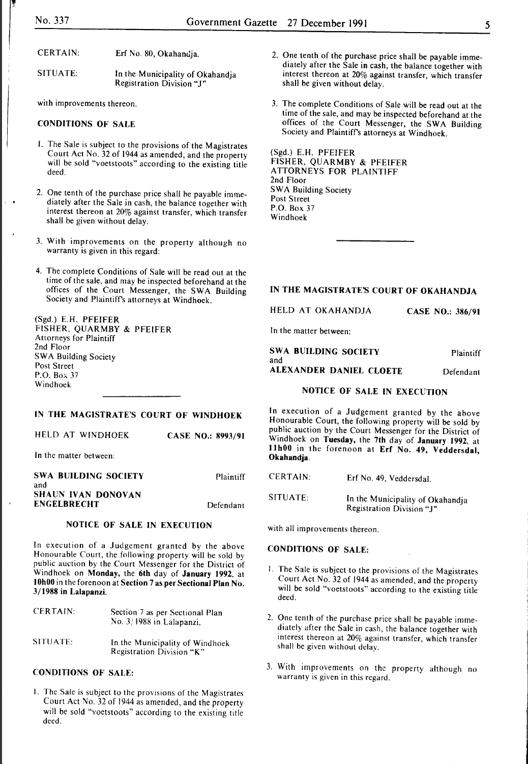| | |
|---|---|
| CERTAIN: | Erf No. 80, Okahandja. |
| SITUATE: | In the Municipality of Okahandja Registration Division "J" |

with improvements thereon.

**CONDITIONS OF SALE**

1. The Sale is subject to the provisions of the Magistrates Court Act No. 32 of 1944 as amended, and the property will be sold "voetstoots" according to the existing title deed.

2. One tenth of the purchase price shall be payable immediately after the Sale in cash, the balance together with interest thereon at 20% against transfer, which transfer shall be given without delay.

3. With improvements on the property although no warranty is given in this regard:

4. The complete Conditions of Sale will be read out at the time of the sale, and may be inspected beforehand at the offices of the Court Messenger, the SWA Building Society and Plaintiff's attorneys at Windhoek.

(Sgd.) E.H. PFEIFER
FISHER, QUARMBY & PFEIFER
Attorneys for Plaintiff
2nd Floor
SWA Building Society
Post Street
P.O. Box 37
Windhoek

---

## IN THE MAGISTRATE'S COURT OF WINDHOEK

HELD AT WINDHOEK **CASE NO.: 8993/91**

In the matter between:

**SWA BUILDING SOCIETY** Plaintiff
and
**SHAUN IVAN DONOVAN ENGELBRECHT** Defendant

### NOTICE OF SALE IN EXECUTION

In execution of a Judgement granted by the above Honourable Court, the following property will be sold by public auction by the Court Messenger for the District of Windhoek on **Monday,** the **6th** day of **January 1992**, at **10h00** in the forenoon at **Section 7 as per Sectional Plan No. 3/1988 in Lalapanzi.**

| | |
|---|---|
| CERTAIN: | Section 7 as per Sectional Plan No. 3/1988 in Lalapanzi. |
| SITUATE: | In the Municipality of Windhoek Registration Division "K" |

**CONDITIONS OF SALE:**

1. The Sale is subject to the provisions of the Magistrates Court Act No. 32 of 1944 as amended, and the property will be sold "voetstoots" according to the existing title deed.

2. One tenth of the purchase price shall be payable immediately after the Sale in cash, the balance together with interest thereon at 20% against transfer, which transfer shall be given without delay.

3. The complete Conditions of Sale will be read out at the time of the sale, and may be inspected beforehand at the offices of the Court Messenger, the SWA Building Society and Plaintiff's attorneys at Windhoek.

(Sgd.) E.H. PFEIFER
FISHER, QUARMBY & PFEIFER
ATTORNEYS FOR PLAINTIFF
2nd Floor
SWA Building Society
Post Street
P.O. Box 37
Windhoek

---

## IN THE MAGISTRATE'S COURT OF OKAHANDJA

HELD AT OKAHANDJA **CASE NO.: 386/91**

In the matter between:

**SWA BUILDING SOCIETY** Plaintiff
and
**ALEXANDER DANIEL CLOETE** Defendant

### NOTICE OF SALE IN EXECUTION

In execution of a Judgement granted by the above Honourable Court, the following property will be sold by public auction by the Court Messenger for the District of Windhoek on **Tuesday,** the **7th** day of **January 1992**, at **11h00** in the forenoon at **Erf No. 49, Veddersdal, Okahandja.**

| | |
|---|---|
| CERTAIN: | Erf No. 49, Veddersdal. |
| SITUATE: | In the Municipality of Okahandja Registration Division "J" |

with all improvements thereon.

**CONDITIONS OF SALE:**

1. The Sale is subject to the provisions of the Magistrates Court Act No. 32 of 1944 as amended, and the property will be sold "voetstoots" according to the existing title deed.

2. One tenth of the purchase price shall be payable immediately after the Sale in cash, the balance together with interest thereon at 20% against transfer, which transfer shall be given without delay.

3. With improvements on the property although no warranty is given in this regard.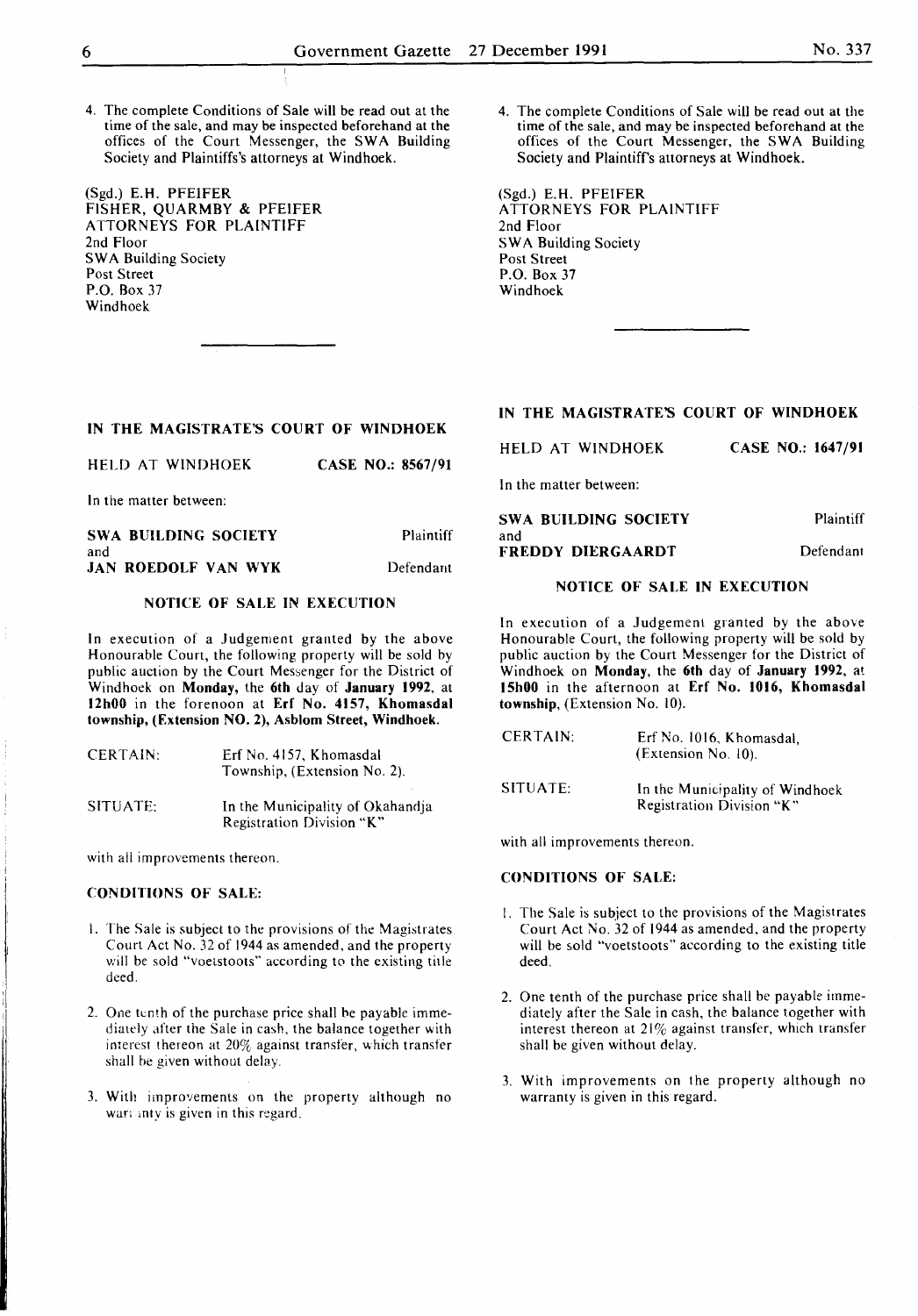4. The complete Conditions of Sale will be read out at the time of the sale, and may be inspected beforehand at the offices of the Court Messenger, the SWA Building Society and Plaintiffs's attorneys at Windhoek.

(Sgd.) E.H. PFEIFER
FISHER, QUARMBY & PFEIFER
ATTORNEYS FOR PLAINTIFF
2nd Floor
SWA Building Society
Post Street
P.O. Box 37
Windhoek

4. The complete Conditions of Sale will be read out at the time of the sale, and may be inspected beforehand at the offices of the Court Messenger, the SWA Building Society and Plaintiff's attorneys at Windhoek.

(Sgd.) E.H. PFEIFER
ATTORNEYS FOR PLAINTIFF
2nd Floor
SWA Building Society
Post Street
P.O. Box 37
Windhoek

---

**IN THE MAGISTRATE'S COURT OF WINDHOEK**

HELD AT WINDHOEK **CASE NO.: 8567/91**

In the matter between:

**SWA BUILDING SOCIETY** Plaintiff
and
**JAN ROEDOLF VAN WYK** Defendant

**NOTICE OF SALE IN EXECUTION**

In execution of a Judgement granted by the above Honourable Court, the following property will be sold by public auction by the Court Messenger for the District of Windhoek on **Monday,** the **6th** day of **January 1992**, at **12h00** in the forenoon at **Erf No. 4157, Khomasdal township, (Extension NO. 2), Asblom Street, Windhoek.**

CERTAIN: Erf No. 4157, Khomasdal Township, (Extension No. 2).

SITUATE: In the Municipality of Okahandja Registration Division "K"

with all improvements thereon.

**CONDITIONS OF SALE:**

1. The Sale is subject to the provisions of the Magistrates Court Act No. 32 of 1944 as amended, and the property will be sold "voetstoots" according to the existing title deed.

2. One tenth of the purchase price shall be payable immediately after the Sale in cash, the balance together with interest thereon at 20% against transfer, which transfer shall be given without delay.

3. With improvements on the property although no warranty is given in this regard.

---

**IN THE MAGISTRATE'S COURT OF WINDHOEK**

HELD AT WINDHOEK **CASE NO.: 1647/91**

In the matter between:

**SWA BUILDING SOCIETY** Plaintiff
and
**FREDDY DIERGAARDT** Defendant

**NOTICE OF SALE IN EXECUTION**

In execution of a Judgement granted by the above Honourable Court, the following property will be sold by public auction by the Court Messenger for the District of Windhoek on **Monday**, the **6th** day of **January 1992**, at **15h00** in the afternoon at **Erf No. 1016, Khomasdal township**, (Extension No. 10).

CERTAIN: Erf No. 1016, Khomasdal, (Extension No. 10).

SITUATE: In the Municipality of Windhoek Registration Division "K"

with all improvements thereon.

**CONDITIONS OF SALE:**

1. The Sale is subject to the provisions of the Magistrates Court Act No. 32 of 1944 as amended, and the property will be sold "voetstoots" according to the existing title deed.

2. One tenth of the purchase price shall be payable immediately after the Sale in cash, the balance together with interest thereon at 21% against transfer, which transfer shall be given without delay.

3. With improvements on the property although no warranty is given in this regard.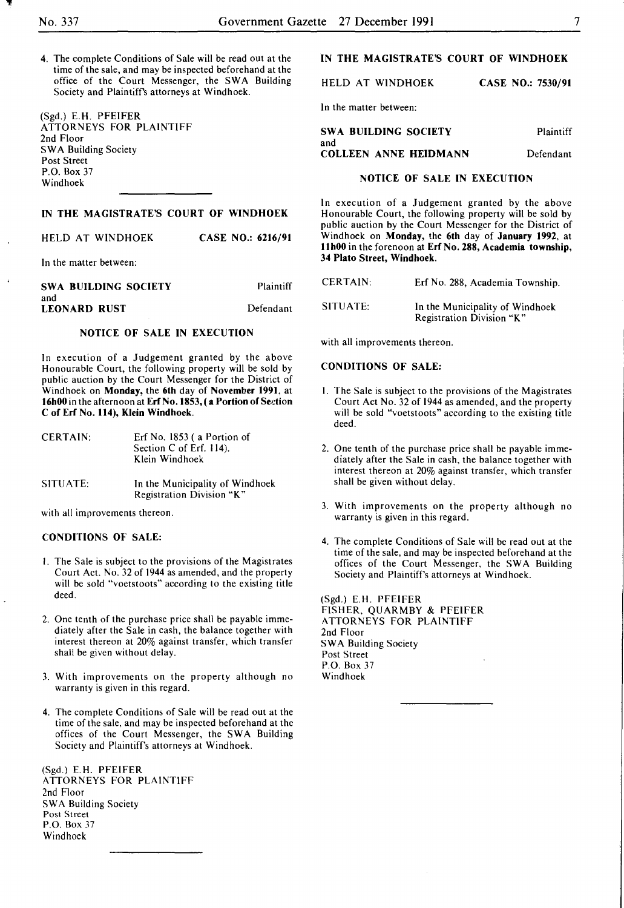4. The complete Conditions of Sale will be read out at the time of the sale, and may be inspected beforehand at the office of the Court Messenger, the SWA Building Society and Plaintiff's attorneys at Windhoek.

(Sgd.) E.H. PFEIFER
ATTORNEYS FOR PLAINTIFF
2nd Floor
SWA Building Society
Post Street
P.O. Box 37
Windhoek

---

## IN THE MAGISTRATE'S COURT OF WINDHOEK

HELD AT WINDHOEK **CASE NO.: 6216/91**

In the matter between:

| | |
|---|---|
| **SWA BUILDING SOCIETY** | Plaintiff |
| and | |
| **LEONARD RUST** | Defendant |

### NOTICE OF SALE IN EXECUTION

In execution of a Judgement granted by the above Honourable Court, the following property will be sold by public auction by the Court Messenger for the District of Windhoek on **Monday,** the **6th** day of **November 1991**, at **16h00** in the afternoon at **Erf No. 1853, ( a Portion of Section C of Erf No. 114), Klein Windhoek.**

| | |
|---|---|
| CERTAIN: | Erf No. 1853 ( a Portion of Section C of Erf. 114). Klein Windhoek |
| SITUATE: | In the Municipality of Windhoek Registration Division "K" |

with all improvements thereon.

**CONDITIONS OF SALE:**

1. The Sale is subject to the provisions of the Magistrates Court Act. No. 32 of 1944 as amended, and the property will be sold "voetstoots" according to the existing title deed.

2. One tenth of the purchase price shall be payable immediately after the Sale in cash, the balance together with interest thereon at 20% against transfer, which transfer shall be given without delay.

3. With improvements on the property although no warranty is given in this regard.

4. The complete Conditions of Sale will be read out at the time of the sale, and may be inspected beforehand at the offices of the Court Messenger, the SWA Building Society and Plaintiff's attorneys at Windhoek.

(Sgd.) E.H. PFEIFER
ATTORNEYS FOR PLAINTIFF
2nd Floor
SWA Building Society
Post Street
P.O. Box 37
Windhoek

---

## IN THE MAGISTRATE'S COURT OF WINDHOEK

HELD AT WINDHOEK **CASE NO.: 7530/91**

In the matter between:

| | |
|---|---|
| **SWA BUILDING SOCIETY** | Plaintiff |
| and | |
| **COLLEEN ANNE HEIDMANN** | Defendant |

### NOTICE OF SALE IN EXECUTION

In execution of a Judgement granted by the above Honourable Court, the following property will be sold by public auction by the Court Messenger for the District of Windhoek on **Monday,** the **6th** day of **January 1992**, at **11h00** in the forenoon at **Erf No. 288, Academia township, 34 Plato Street, Windhoek.**

| | |
|---|---|
| CERTAIN: | Erf No. 288, Academia Township. |
| SITUATE: | In the Municipality of Windhoek Registration Division "K" |

with all improvements thereon.

**CONDITIONS OF SALE:**

1. The Sale is subject to the provisions of the Magistrates Court Act No. 32 of 1944 as amended, and the property will be sold "voetstoots" according to the existing title deed.

2. One tenth of the purchase price shall be payable immediately after the Sale in cash, the balance together with interest thereon at 20% against transfer, which transfer shall be given without delay.

3. With improvements on the property although no warranty is given in this regard.

4. The complete Conditions of Sale will be read out at the time of the sale, and may be inspected beforehand at the offices of the Court Messenger, the SWA Building Society and Plaintiff's attorneys at Windhoek.

(Sgd.) E.H. PFEIFER
FISHER, QUARMBY & PFEIFER
ATTORNEYS FOR PLAINTIFF
2nd Floor
SWA Building Society
Post Street
P.O. Box 37
Windhoek